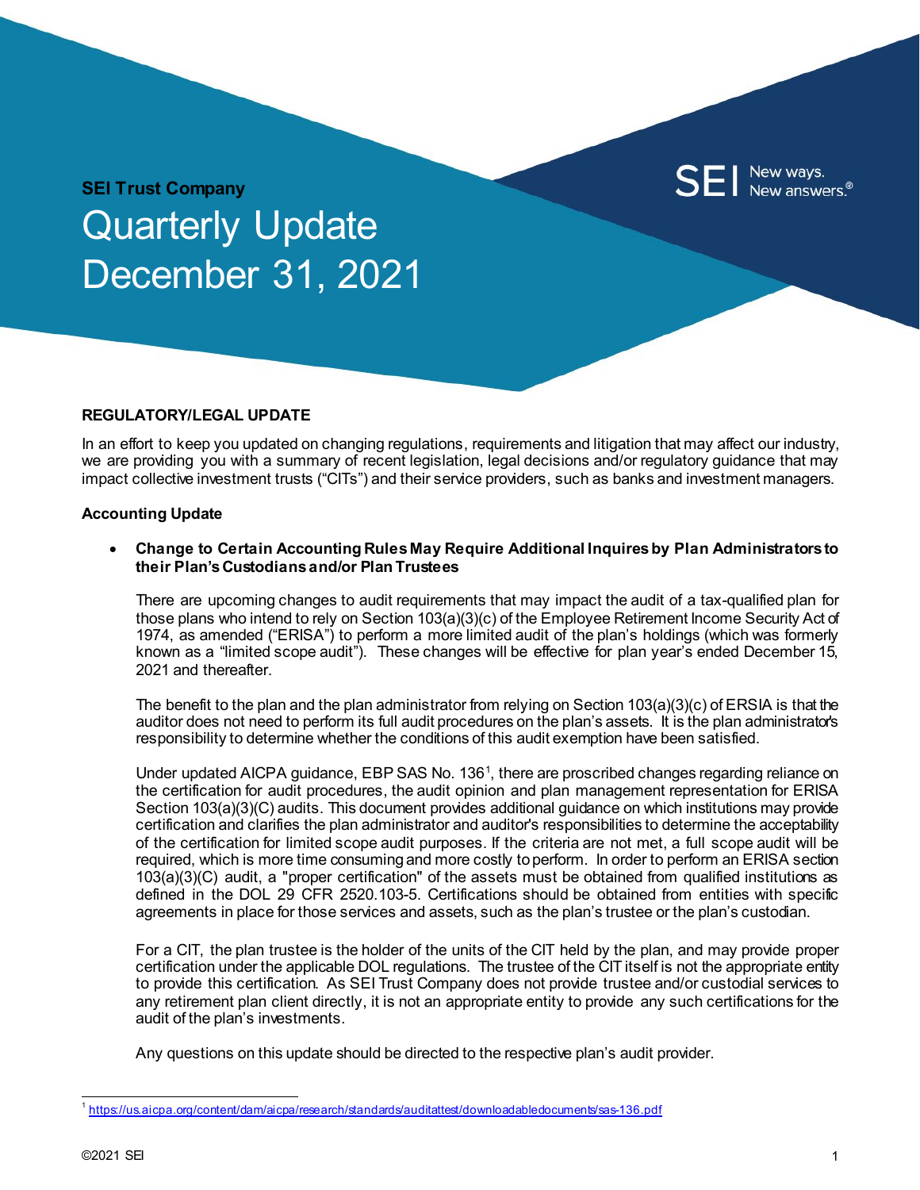**SEI Trust Company**

# Quarterly Update December 31, 2021

SEI New ways. New answers.®

## REGULATORY/LEGAL UPDATE

In an effort to keep you updated on changing regulations, requirements and litigation that may affect our industry, we are providing you with a summary of recent legislation, legal decisions and/or regulatory guidance that may impact collective investment trusts ("CITs") and their service providers, such as banks and investment managers.

### Accounting Update

- **Change to Certain Accounting Rules May Require Additional Inquires by Plan Administrators to their Plan's Custodians and/or Plan Trustees**

  There are upcoming changes to audit requirements that may impact the audit of a tax-qualified plan for those plans who intend to rely on Section 103(a)(3)(c) of the Employee Retirement Income Security Act of 1974, as amended ("ERISA") to perform a more limited audit of the plan's holdings (which was formerly known as a "limited scope audit"). These changes will be effective for plan year's ended December 15, 2021 and thereafter.

  The benefit to the plan and the plan administrator from relying on Section 103(a)(3)(c) of ERSIA is that the auditor does not need to perform its full audit procedures on the plan's assets. It is the plan administrator's responsibility to determine whether the conditions of this audit exemption have been satisfied.

  Under updated AICPA guidance, EBP SAS No. 136[1], there are proscribed changes regarding reliance on the certification for audit procedures, the audit opinion and plan management representation for ERISA Section 103(a)(3)(C) audits. This document provides additional guidance on which institutions may provide certification and clarifies the plan administrator and auditor's responsibilities to determine the acceptability of the certification for limited scope audit purposes. If the criteria are not met, a full scope audit will be required, which is more time consuming and more costly to perform. In order to perform an ERISA section 103(a)(3)(C) audit, a "proper certification" of the assets must be obtained from qualified institutions as defined in the DOL 29 CFR 2520.103-5. Certifications should be obtained from entities with specific agreements in place for those services and assets, such as the plan's trustee or the plan's custodian.

  For a CIT, the plan trustee is the holder of the units of the CIT held by the plan, and may provide proper certification under the applicable DOL regulations. The trustee of the CIT itself is not the appropriate entity to provide this certification. As SEI Trust Company does not provide trustee and/or custodial services to any retirement plan client directly, it is not an appropriate entity to provide any such certifications for the audit of the plan's investments.

  Any questions on this update should be directed to the respective plan's audit provider.

---

[1] https://us.aicpa.org/content/dam/aicpa/research/standards/auditattest/downloadabledocuments/sas-136.pdf

©2021 SEI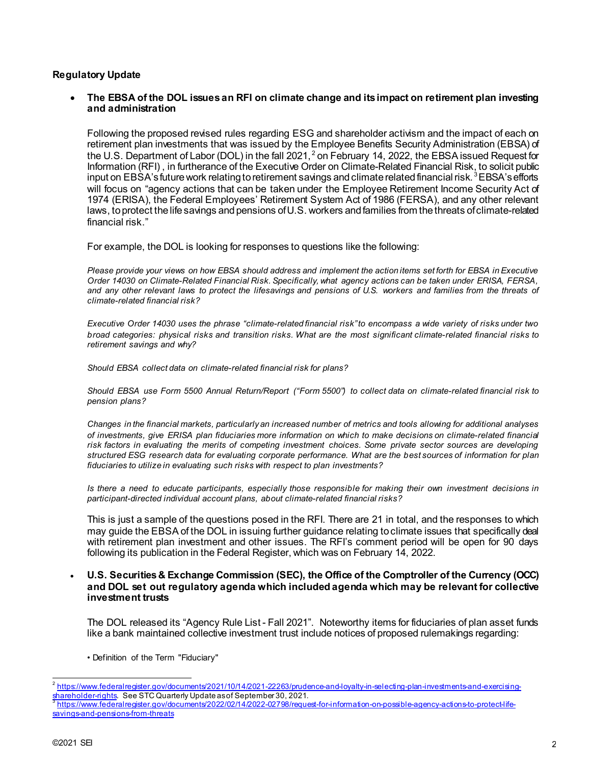**Regulatory Update**

- **The EBSA of the DOL issues an RFI on climate change and its impact on retirement plan investing and administration**

  Following the proposed revised rules regarding ESG and shareholder activism and the impact of each on retirement plan investments that was issued by the Employee Benefits Security Administration (EBSA) of the U.S. Department of Labor (DOL) in the fall 2021,[2] on February 14, 2022, the EBSA issued Request for Information (RFI) , in furtherance of the Executive Order on Climate-Related Financial Risk, to solicit public input on EBSA's future work relating to retirement savings and climate related financial risk.[3] EBSA's efforts will focus on "agency actions that can be taken under the Employee Retirement Income Security Act of 1974 (ERISA), the Federal Employees' Retirement System Act of 1986 (FERSA), and any other relevant laws, to protect the life savings and pensions of U.S. workers and families from the threats of climate-related financial risk."

  For example, the DOL is looking for responses to questions like the following:

  *Please provide your views on how EBSA should address and implement the action items set forth for EBSA in Executive Order 14030 on Climate-Related Financial Risk. Specifically, what agency actions can be taken under ERISA, FERSA, and any other relevant laws to protect the lifesavings and pensions of U.S. workers and families from the threats of climate-related financial risk?*

  *Executive Order 14030 uses the phrase "climate-related financial risk" to encompass a wide variety of risks under two broad categories: physical risks and transition risks. What are the most significant climate-related financial risks to retirement savings and why?*

  *Should EBSA collect data on climate-related financial risk for plans?*

  *Should EBSA use Form 5500 Annual Return/Report ("Form 5500") to collect data on climate-related financial risk to pension plans?*

  *Changes in the financial markets, particularly an increased number of metrics and tools allowing for additional analyses of investments, give ERISA plan fiduciaries more information on which to make decisions on climate-related financial risk factors in evaluating the merits of competing investment choices. Some private sector sources are developing structured ESG research data for evaluating corporate performance. What are the best sources of information for plan fiduciaries to utilize in evaluating such risks with respect to plan investments?*

  *Is there a need to educate participants, especially those responsible for making their own investment decisions in participant-directed individual account plans, about climate-related financial risks?*

  This is just a sample of the questions posed in the RFI. There are 21 in total, and the responses to which may guide the EBSA of the DOL in issuing further guidance relating to climate issues that specifically deal with retirement plan investment and other issues. The RFI's comment period will be open for 90 days following its publication in the Federal Register, which was on February 14, 2022.

- **U.S. Securities & Exchange Commission (SEC), the Office of the Comptroller of the Currency (OCC) and DOL set out regulatory agenda which included agenda which may be relevant for collective investment trusts**

  The DOL released its "Agency Rule List - Fall 2021". Noteworthy items for fiduciaries of plan asset funds like a bank maintained collective investment trust include notices of proposed rulemakings regarding:

  • Definition of the Term "Fiduciary"

---

[2] https://www.federalregister.gov/documents/2021/10/14/2021-22263/prudence-and-loyalty-in-selecting-plan-investments-and-exercising-shareholder-rights. See STC Quarterly Update as of September 30, 2021.

[3] https://www.federalregister.gov/documents/2022/02/14/2022-02798/request-for-information-on-possible-agency-actions-to-protect-life-savings-and-pensions-from-threats

©2021 SEI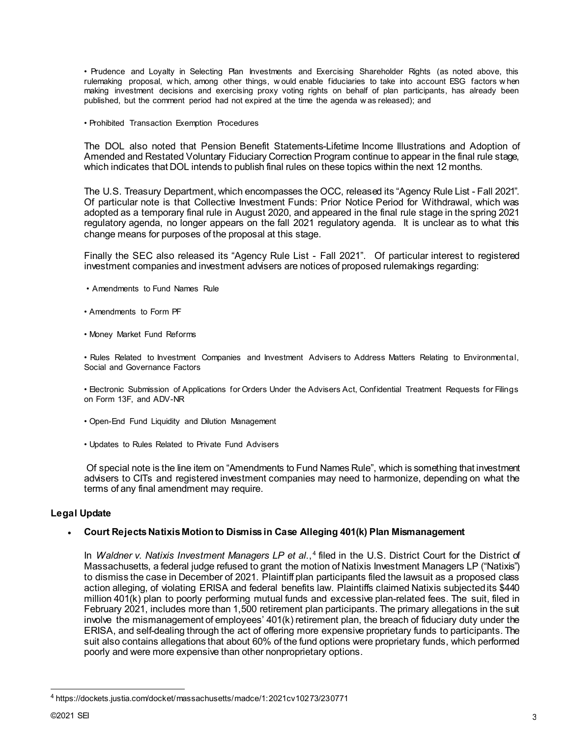• Prudence and Loyalty in Selecting Plan Investments and Exercising Shareholder Rights (as noted above, this rulemaking proposal, which, among other things, would enable fiduciaries to take into account ESG factors when making investment decisions and exercising proxy voting rights on behalf of plan participants, has already been published, but the comment period had not expired at the time the agenda was released); and

• Prohibited Transaction Exemption Procedures

The DOL also noted that Pension Benefit Statements-Lifetime Income Illustrations and Adoption of Amended and Restated Voluntary Fiduciary Correction Program continue to appear in the final rule stage, which indicates that DOL intends to publish final rules on these topics within the next 12 months.

The U.S. Treasury Department, which encompasses the OCC, released its "Agency Rule List - Fall 2021". Of particular note is that Collective Investment Funds: Prior Notice Period for Withdrawal, which was adopted as a temporary final rule in August 2020, and appeared in the final rule stage in the spring 2021 regulatory agenda, no longer appears on the fall 2021 regulatory agenda. It is unclear as to what this change means for purposes of the proposal at this stage.

Finally the SEC also released its "Agency Rule List - Fall 2021". Of particular interest to registered investment companies and investment advisers are notices of proposed rulemakings regarding:

• Amendments to Fund Names Rule

• Amendments to Form PF

• Money Market Fund Reforms

• Rules Related to Investment Companies and Investment Advisers to Address Matters Relating to Environmental, Social and Governance Factors

• Electronic Submission of Applications for Orders Under the Advisers Act, Confidential Treatment Requests for Filings on Form 13F, and ADV-NR

• Open-End Fund Liquidity and Dilution Management

• Updates to Rules Related to Private Fund Advisers

Of special note is the line item on "Amendments to Fund Names Rule", which is something that investment advisers to CITs and registered investment companies may need to harmonize, depending on what the terms of any final amendment may require.

**Legal Update**

- **Court Rejects Natixis Motion to Dismiss in Case Alleging 401(k) Plan Mismanagement**

  In *Waldner v. Natixis Investment Managers LP et al.*,[4] filed in the U.S. District Court for the District of Massachusetts, a federal judge refused to grant the motion of Natixis Investment Managers LP ("Natixis") to dismiss the case in December of 2021. Plaintiff plan participants filed the lawsuit as a proposed class action alleging, of violating ERISA and federal benefits law. Plaintiffs claimed Natixis subjected its $440 million 401(k) plan to poorly performing mutual funds and excessive plan-related fees. The suit, filed in February 2021, includes more than 1,500 retirement plan participants. The primary allegations in the suit involve the mismanagement of employees' 401(k) retirement plan, the breach of fiduciary duty under the ERISA, and self-dealing through the act of offering more expensive proprietary funds to participants. The suit also contains allegations that about 60% of the fund options were proprietary funds, which performed poorly and were more expensive than other nonproprietary options.

---

[4] https://dockets.justia.com/docket/massachusetts/madce/1:2021cv10273/230771

©2021 SEI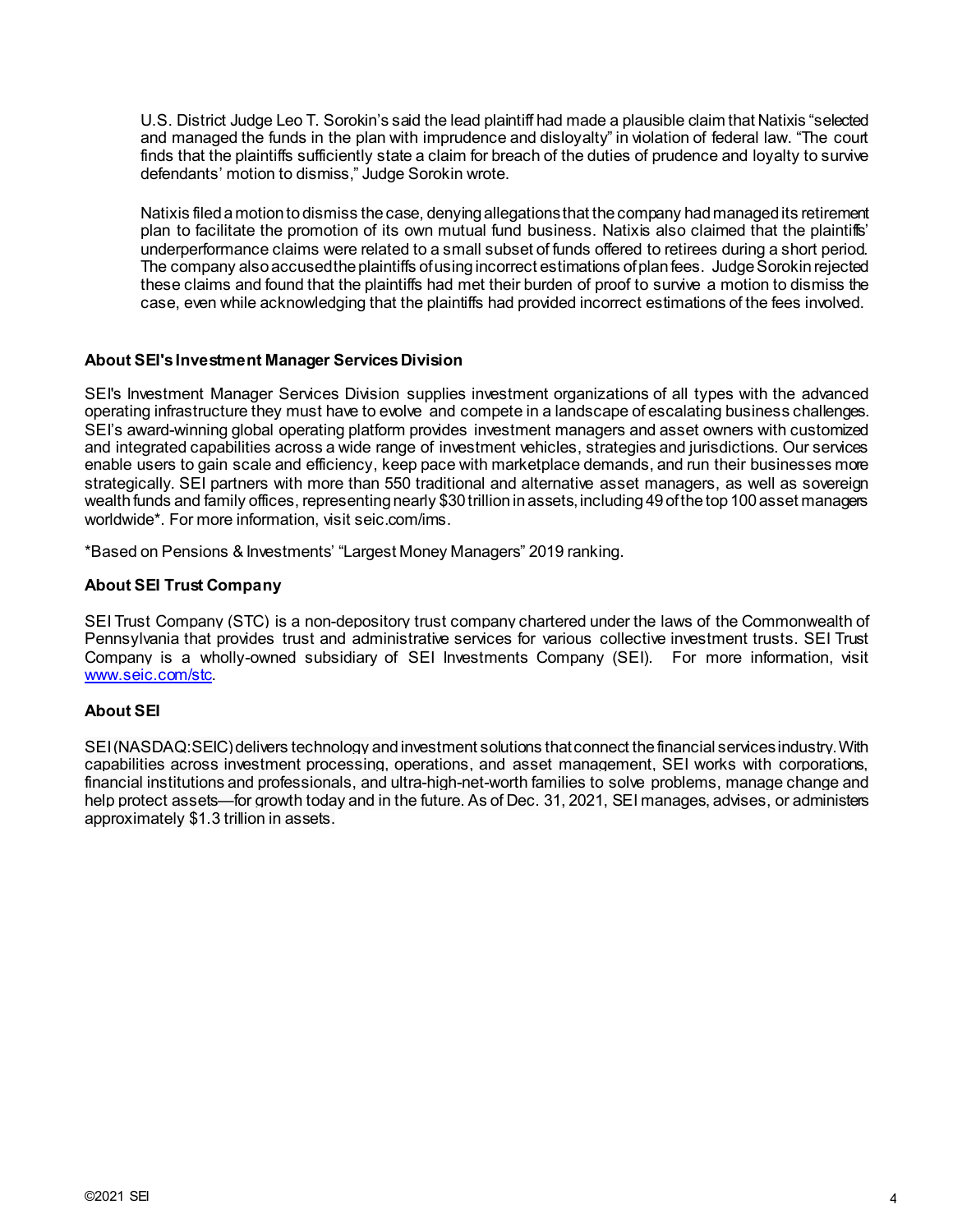U.S. District Judge Leo T. Sorokin's said the lead plaintiff had made a plausible claim that Natixis "selected and managed the funds in the plan with imprudence and disloyalty" in violation of federal law. "The court finds that the plaintiffs sufficiently state a claim for breach of the duties of prudence and loyalty to survive defendants' motion to dismiss," Judge Sorokin wrote.

Natixis filed a motion to dismiss the case, denying allegations that the company had managed its retirement plan to facilitate the promotion of its own mutual fund business. Natixis also claimed that the plaintiffs' underperformance claims were related to a small subset of funds offered to retirees during a short period. The company also accused the plaintiffs of using incorrect estimations of plan fees. Judge Sorokin rejected these claims and found that the plaintiffs had met their burden of proof to survive a motion to dismiss the case, even while acknowledging that the plaintiffs had provided incorrect estimations of the fees involved.

**About SEI's Investment Manager Services Division**

SEI's Investment Manager Services Division supplies investment organizations of all types with the advanced operating infrastructure they must have to evolve and compete in a landscape of escalating business challenges. SEI's award-winning global operating platform provides investment managers and asset owners with customized and integrated capabilities across a wide range of investment vehicles, strategies and jurisdictions. Our services enable users to gain scale and efficiency, keep pace with marketplace demands, and run their businesses more strategically. SEI partners with more than 550 traditional and alternative asset managers, as well as sovereign wealth funds and family offices, representing nearly $30 trillion in assets, including 49 of the top 100 asset managers worldwide*. For more information, visit seic.com/ims.

*Based on Pensions & Investments' "Largest Money Managers" 2019 ranking.

**About SEI Trust Company**

SEI Trust Company (STC) is a non-depository trust company chartered under the laws of the Commonwealth of Pennsylvania that provides trust and administrative services for various collective investment trusts. SEI Trust Company is a wholly-owned subsidiary of SEI Investments Company (SEI). For more information, visit [www.seic.com/stc](www.seic.com/stc).

**About SEI**

SEI (NASDAQ:SEIC) delivers technology and investment solutions that connect the financial services industry. With capabilities across investment processing, operations, and asset management, SEI works with corporations, financial institutions and professionals, and ultra-high-net-worth families to solve problems, manage change and help protect assets—for growth today and in the future. As of Dec. 31, 2021, SEI manages, advises, or administers approximately $1.3 trillion in assets.

©2021 SEI